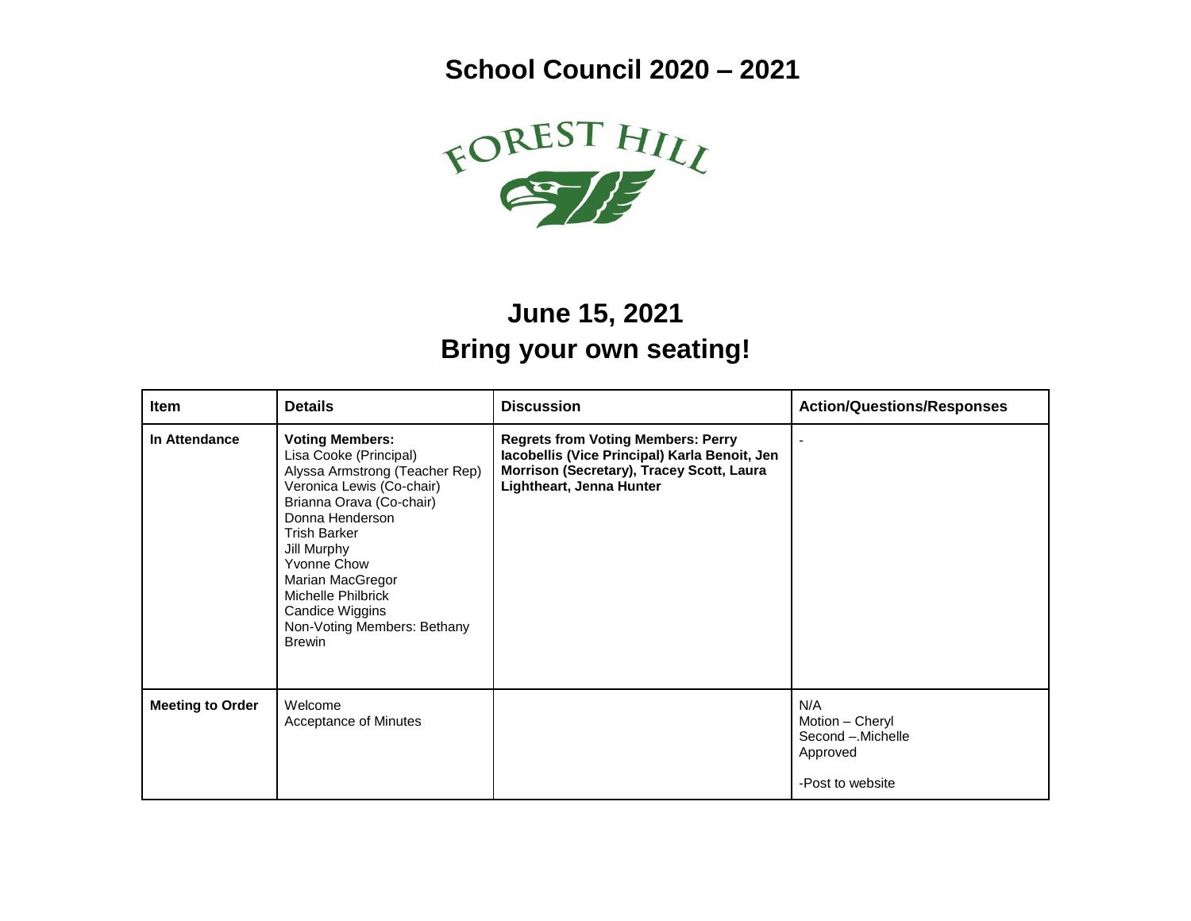# School Council 2020 – 2021

FOREST HILL

## June 15, 2021
## Bring your own seating!

| Item | Details | Discussion | Action/Questions/Responses |
|---|---|---|---|
| **In Attendance** | **Voting Members:**<br>Lisa Cooke (Principal)<br>Alyssa Armstrong (Teacher Rep)<br>Veronica Lewis (Co-chair)<br>Brianna Orava (Co-chair)<br>Donna Henderson<br>Trish Barker<br>Jill Murphy<br>Yvonne Chow<br>Marian MacGregor<br>Michelle Philbrick<br>Candice Wiggins<br>Non-Voting Members: Bethany Brewin | **Regrets from Voting Members: Perry Iacobellis (Vice Principal) Karla Benoit, Jen Morrison (Secretary), Tracey Scott, Laura Lightheart, Jenna Hunter** | - |
| **Meeting to Order** | Welcome<br>Acceptance of Minutes | | N/A<br>Motion – Cheryl<br>Second –.Michelle<br>Approved<br><br>-Post to website |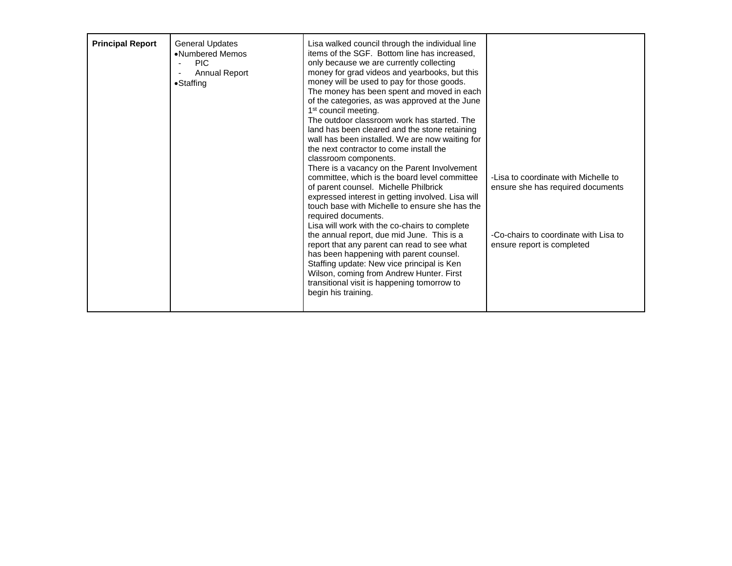| **Principal Report** | General Updates<br>•Numbered Memos<br>- PIC<br>- Annual Report<br>•Staffing | Lisa walked council through the individual line items of the SGF. Bottom line has increased, only because we are currently collecting money for grad videos and yearbooks, but this money will be used to pay for those goods. The money has been spent and moved in each of the categories, as was approved at the June 1st council meeting.<br>The outdoor classroom work has started. The land has been cleared and the stone retaining wall has been installed. We are now waiting for the next contractor to come install the classroom components.<br>There is a vacancy on the Parent Involvement committee, which is the board level committee of parent counsel. Michelle Philbrick expressed interest in getting involved. Lisa will touch base with Michelle to ensure she has the required documents.<br>Lisa will work with the co-chairs to complete the annual report, due mid June. This is a report that any parent can read to see what has been happening with parent counsel.<br>Staffing update: New vice principal is Ken Wilson, coming from Andrew Hunter. First transitional visit is happening tomorrow to begin his training. | -Lisa to coordinate with Michelle to ensure she has required documents<br><br>-Co-chairs to coordinate with Lisa to ensure report is completed |
|---|---|---|---|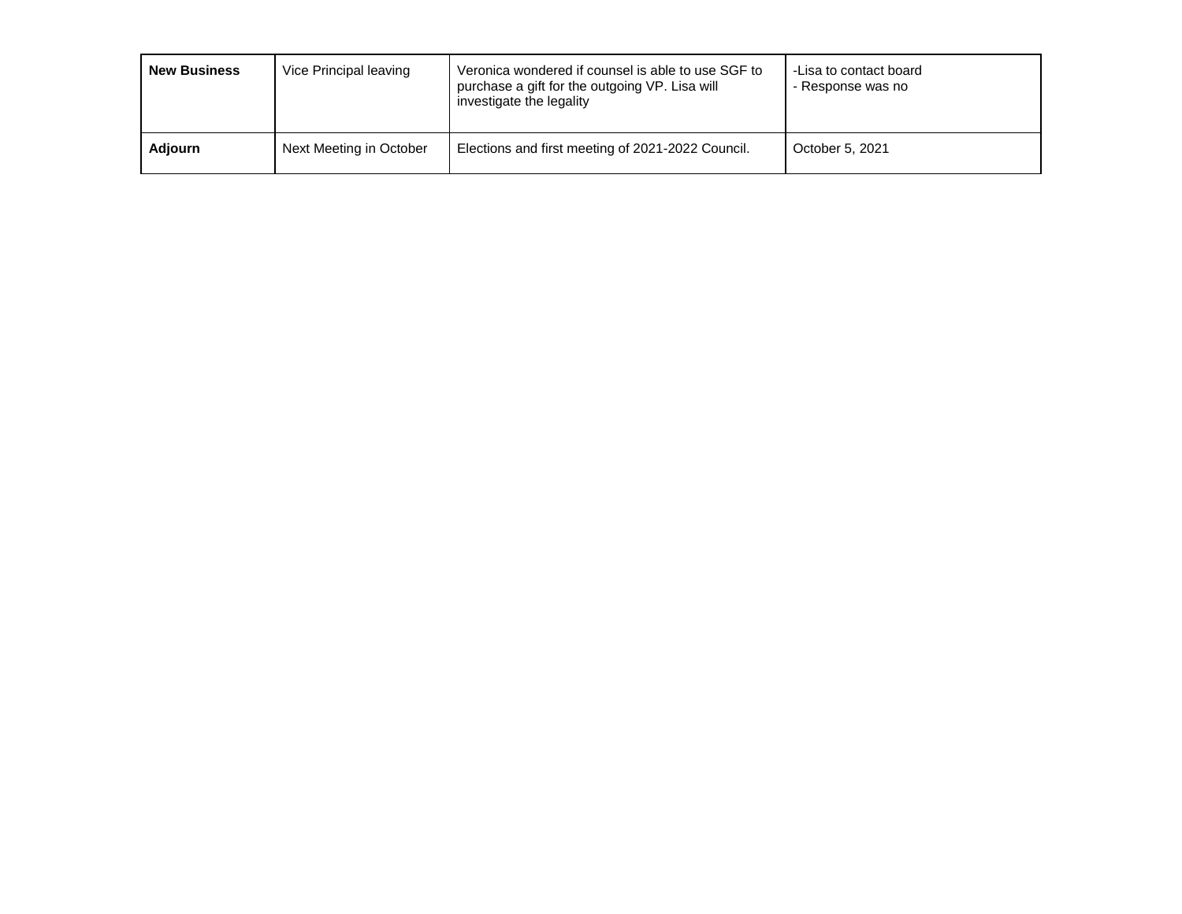| | | | |
|---|---|---|---|
| **New Business** | Vice Principal leaving | Veronica wondered if counsel is able to use SGF to purchase a gift for the outgoing VP. Lisa will investigate the legality | -Lisa to contact board<br>- Response was no |
| **Adjourn** | Next Meeting in October | Elections and first meeting of 2021-2022 Council. | October 5, 2021 |